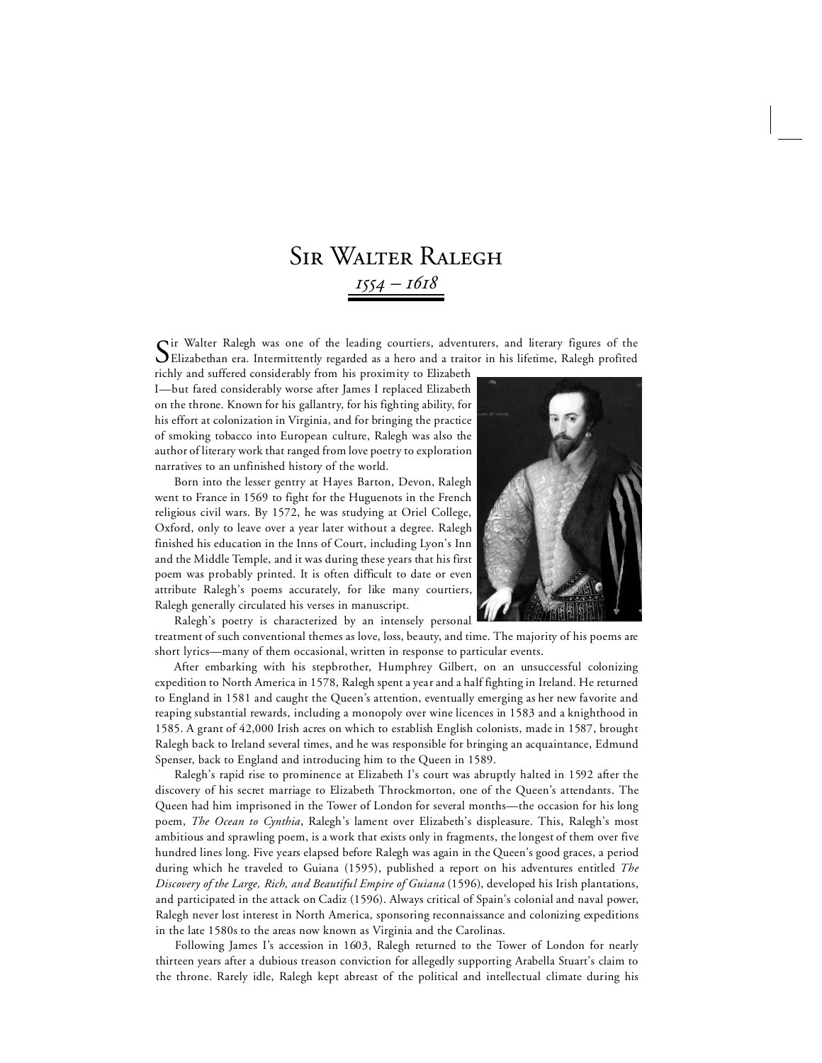# Sir Walter Ralegh

*1554 – 1618*

Sir Walter Ralegh was one of the leading courtiers, adventurers, and literary figures of the Elizabethan era. Intermittently regarded as a hero and a traitor in his lifetime, Ralegh profited richly and suffered considerably from his proximity to Elizabeth I—but fared considerably worse after James I replaced Elizabeth on the throne. Known for his gallantry, for his fighting ability, for his effort at colonization in Virginia, and for bringing the practice of smoking tobacco into European culture, Ralegh was also the author of literary work that ranged from love poetry to exploration narratives to an unfinished history of the world.

Born into the lesser gentry at Hayes Barton, Devon, Ralegh went to France in 1569 to fight for the Huguenots in the French religious civil wars. By 1572, he was studying at Oriel College, Oxford, only to leave over a year later without a degree. Ralegh finished his education in the Inns of Court, including Lyon's Inn and the Middle Temple, and it was during these years that his first poem was probably printed. It is often difficult to date or even attribute Ralegh's poems accurately, for like many courtiers, Ralegh generally circulated his verses in manuscript.

Ralegh's poetry is characterized by an intensely personal treatment of such conventional themes as love, loss, beauty, and time. The majority of his poems are short lyrics—many of them occasional, written in response to particular events.

After embarking with his stepbrother, Humphrey Gilbert, on an unsuccessful colonizing expedition to North America in 1578, Ralegh spent a year and a half fighting in Ireland. He returned to England in 1581 and caught the Queen's attention, eventually emerging as her new favorite and reaping substantial rewards, including a monopoly over wine licences in 1583 and a knighthood in 1585. A grant of 42,000 Irish acres on which to establish English colonists, made in 1587, brought Ralegh back to Ireland several times, and he was responsible for bringing an acquaintance, Edmund Spenser, back to England and introducing him to the Queen in 1589.

Ralegh's rapid rise to prominence at Elizabeth I's court was abruptly halted in 1592 after the discovery of his secret marriage to Elizabeth Throckmorton, one of the Queen's attendants. The Queen had him imprisoned in the Tower of London for several months—the occasion for his long poem, *The Ocean to Cynthia*, Ralegh's lament over Elizabeth's displeasure. This, Ralegh's most ambitious and sprawling poem, is a work that exists only in fragments, the longest of them over five hundred lines long. Five years elapsed before Ralegh was again in the Queen's good graces, a period during which he traveled to Guiana (1595), published a report on his adventures entitled *The Discovery of the Large, Rich, and Beautiful Empire of Guiana* (1596), developed his Irish plantations, and participated in the attack on Cadiz (1596). Always critical of Spain's colonial and naval power, Ralegh never lost interest in North America, sponsoring reconnaissance and colonizing expeditions in the late 1580s to the areas now known as Virginia and the Carolinas.

Following James I's accession in 1603, Ralegh returned to the Tower of London for nearly thirteen years after a dubious treason conviction for allegedly supporting Arabella Stuart's claim to the throne. Rarely idle, Ralegh kept abreast of the political and intellectual climate during his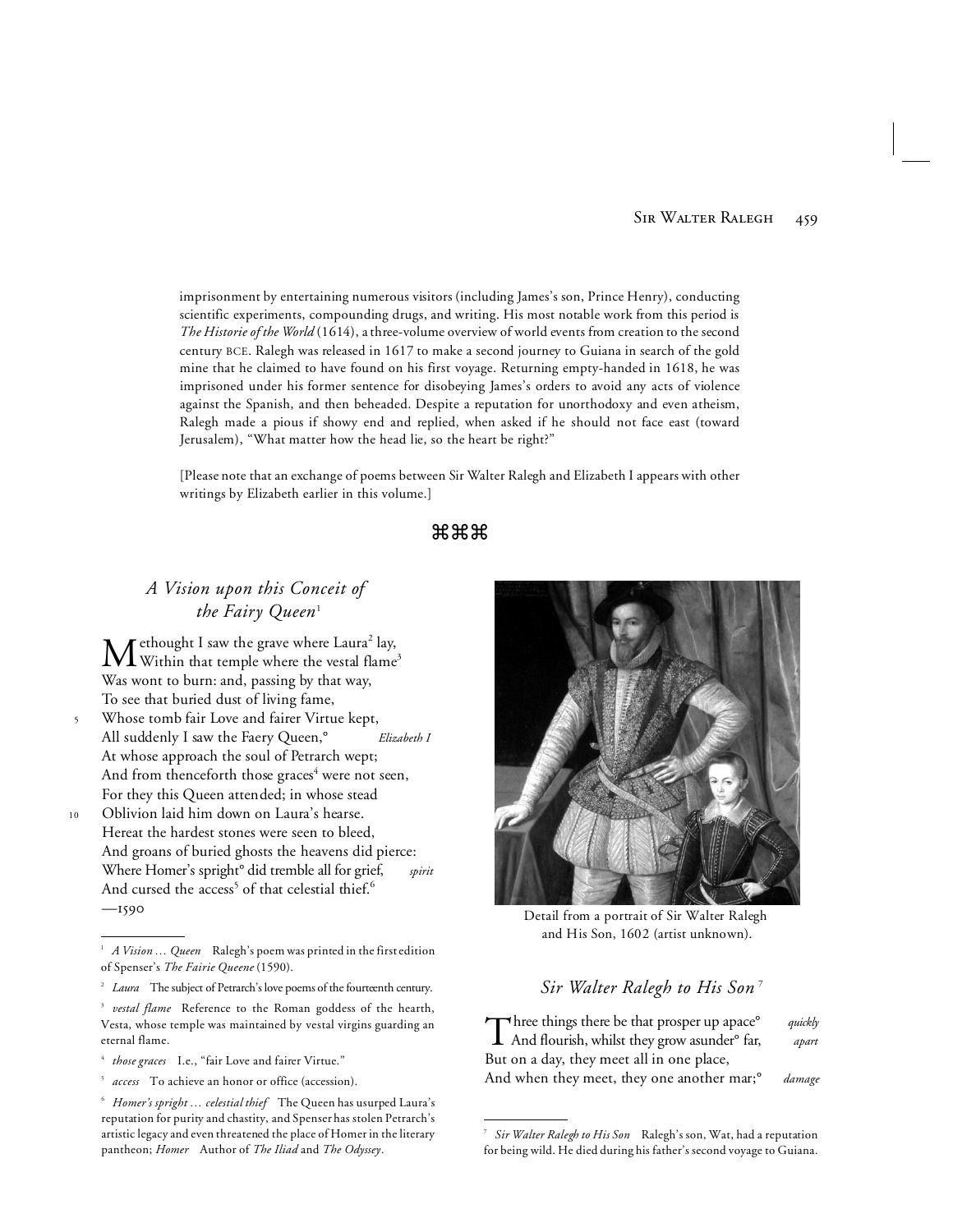imprisonment by entertaining numerous visitors (including James's son, Prince Henry), conducting scientific experiments, compounding drugs, and writing. His most notable work from this period is *The Historie of the World* (1614), a three-volume overview of world events from creation to the second century BCE. Ralegh was released in 1617 to make a second journey to Guiana in search of the gold mine that he claimed to have found on his first voyage. Returning empty-handed in 1618, he was imprisoned under his former sentence for disobeying James's orders to avoid any acts of violence against the Spanish, and then beheaded. Despite a reputation for unorthodoxy and even atheism, Ralegh made a pious if showy end and replied, when asked if he should not face east (toward Jerusalem), "What matter how the head lie, so the heart be right?"

[Please note that an exchange of poems between Sir Walter Ralegh and Elizabeth I appears with other writings by Elizabeth earlier in this volume.]

⌘⌘⌘

## *A Vision upon this Conceit of the Fairy Queen*[1]

Methought I saw the grave where Laura[2] lay,  
Within that temple where the vestal flame[3]  
Was wont to burn: and, passing by that way,  
To see that buried dust of living fame,  
5 Whose tomb fair Love and fairer Virtue kept,  
All suddenly I saw the Faery Queen,° *Elizabeth I*  
At whose approach the soul of Petrarch wept;  
And from thenceforth those graces[4] were not seen,  
For they this Queen attended; in whose stead  
10 Oblivion laid him down on Laura's hearse.  
Hereat the hardest stones were seen to bleed,  
And groans of buried ghosts the heavens did pierce:  
Where Homer's spright° did tremble all for grief, *spirit*  
And cursed the access[5] of that celestial thief.[6]  
—1590

Detail from a portrait of Sir Walter Ralegh and His Son, 1602 (artist unknown).

## *Sir Walter Ralegh to His Son*[7]

Three things there be that prosper up apace° *quickly*  
And flourish, whilst they grow asunder° far, *apart*  
But on a day, they meet all in one place,  
And when they meet, they one another mar;° *damage*

---

[1] *A Vision … Queen* Ralegh's poem was printed in the first edition of Spenser's *The Fairie Queene* (1590).

[2] *Laura* The subject of Petrarch's love poems of the fourteenth century.

[3] *vestal flame* Reference to the Roman goddess of the hearth, Vesta, whose temple was maintained by vestal virgins guarding an eternal flame.

[4] *those graces* I.e., "fair Love and fairer Virtue."

[5] *access* To achieve an honor or office (accession).

[6] *Homer's spright … celestial thief* The Queen has usurped Laura's reputation for purity and chastity, and Spenser has stolen Petrarch's artistic legacy and even threatened the place of Homer in the literary pantheon; *Homer* Author of *The Iliad* and *The Odyssey*.

[7] *Sir Walter Ralegh to His Son* Ralegh's son, Wat, had a reputation for being wild. He died during his father's second voyage to Guiana.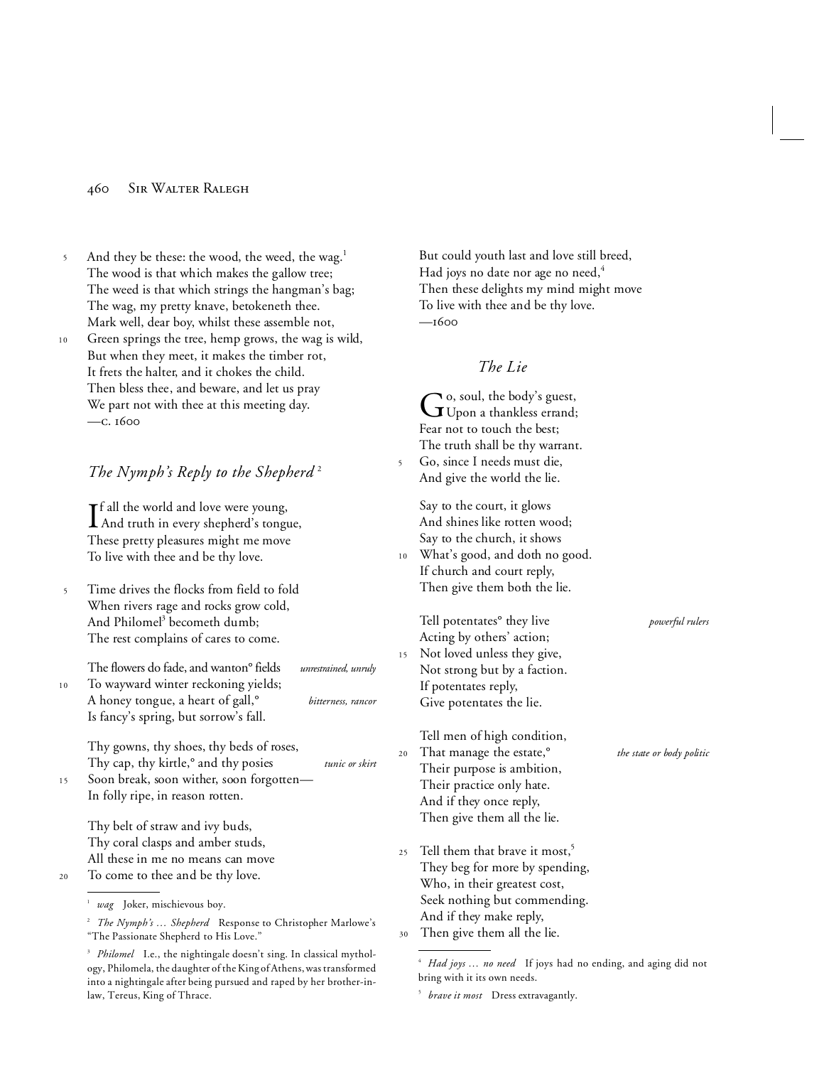And they be these: the wood, the weed, the wag.[1]
The wood is that which makes the gallow tree;
The weed is that which strings the hangman's bag;
The wag, my pretty knave, betokeneth thee.
Mark well, dear boy, whilst these assemble not,
Green springs the tree, hemp grows, the wag is wild,
But when they meet, it makes the timber rot,
It frets the halter, and it chokes the child.
Then bless thee, and beware, and let us pray
We part not with thee at this meeting day.
—c. 1600

## *The Nymph's Reply to the Shepherd*[2]

If all the world and love were young,
And truth in every shepherd's tongue,
These pretty pleasures might me move
To live with thee and be thy love.

Time drives the flocks from field to fold
When rivers rage and rocks grow cold,
And Philomel[3] becometh dumb;
The rest complains of cares to come.

The flowers do fade, and wanton° fields *(unrestrained, unruly)*
To wayward winter reckoning yields;
A honey tongue, a heart of gall,° *(bitterness, rancor)*
Is fancy's spring, but sorrow's fall.

Thy gowns, thy shoes, thy beds of roses,
Thy cap, thy kirtle,° and thy posies *(tunic or skirt)*
Soon break, soon wither, soon forgotten—
In folly ripe, in reason rotten.

Thy belt of straw and ivy buds,
Thy coral clasps and amber studs,
All these in me no means can move
To come to thee and be thy love.

But could youth last and love still breed,
Had joys no date nor age no need,[4]
Then these delights my mind might move
To live with thee and be thy love.
—1600

## *The Lie*

Go, soul, the body's guest,
Upon a thankless errand;
Fear not to touch the best;
The truth shall be thy warrant.
Go, since I needs must die,
And give the world the lie.

Say to the court, it glows
And shines like rotten wood;
Say to the church, it shows
What's good, and doth no good.
If church and court reply,
Then give them both the lie.

Tell potentates° they live *(powerful rulers)*
Acting by others' action;
Not loved unless they give,
Not strong but by a faction.
If potentates reply,
Give potentates the lie.

Tell men of high condition,
That manage the estate,° *(the state or body politic)*
Their purpose is ambition,
Their practice only hate.
And if they once reply,
Then give them all the lie.

Tell them that brave it most,[5]
They beg for more by spending,
Who, in their greatest cost,
Seek nothing but commending.
And if they make reply,
Then give them all the lie.

---

[1] *wag* Joker, mischievous boy.

[2] *The Nymph's … Shepherd* Response to Christopher Marlowe's "The Passionate Shepherd to His Love."

[3] *Philomel* I.e., the nightingale doesn't sing. In classical mythology, Philomela, the daughter of the King of Athens, was transformed into a nightingale after being pursued and raped by her brother-in-law, Tereus, King of Thrace.

[4] *Had joys … no need* If joys had no ending, and aging did not bring with it its own needs.

[5] *brave it most* Dress extravagantly.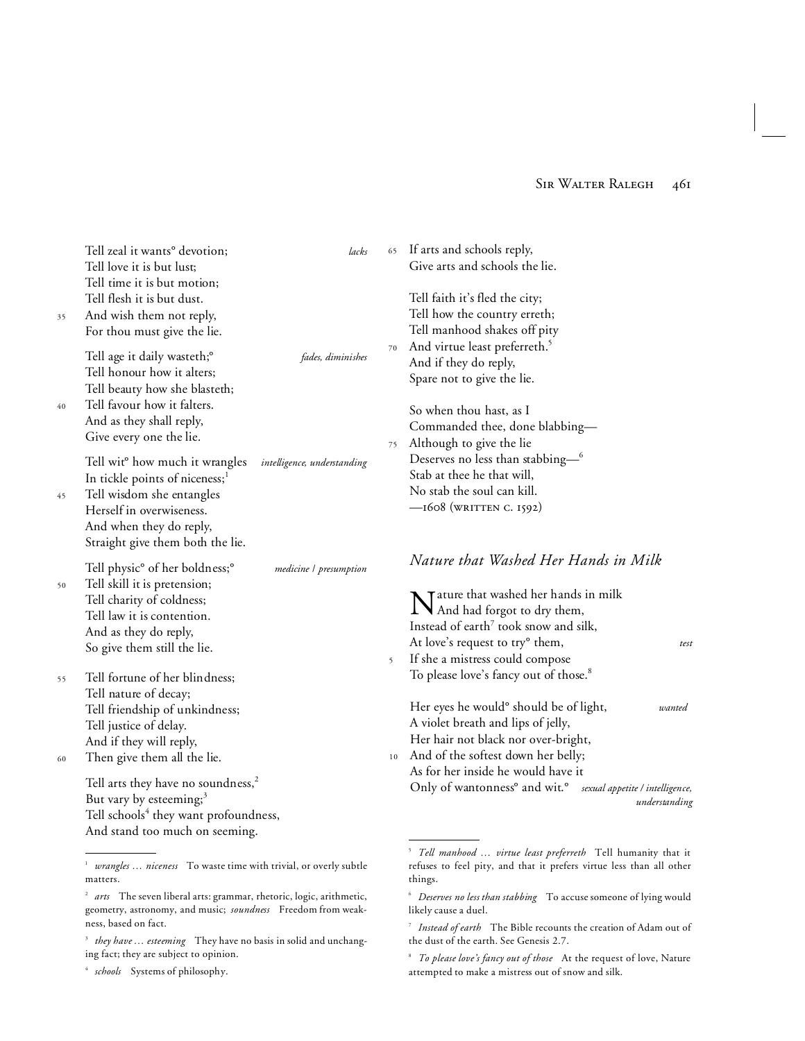Tell zeal it wants° devotion; *lacks*
Tell love it is but lust;
Tell time it is but motion;
Tell flesh it is but dust.
35 And wish them not reply,
For thou must give the lie.

Tell age it daily wasteth;° *fades, diminishes*
Tell honour how it alters;
Tell beauty how she blasteth;
40 Tell favour how it falters.
And as they shall reply,
Give every one the lie.

Tell wit° how much it wrangles *intelligence, understanding*
In tickle points of niceness;[1]
45 Tell wisdom she entangles
Herself in overwiseness.
And when they do reply,
Straight give them both the lie.

Tell physic° of her boldness;° *medicine / presumption*
50 Tell skill it is pretension;
Tell charity of coldness;
Tell law it is contention.
And as they do reply,
So give them still the lie.

55 Tell fortune of her blindness;
Tell nature of decay;
Tell friendship of unkindness;
Tell justice of delay.
And if they will reply,
60 Then give them all the lie.

Tell arts they have no soundness,[2]
But vary by esteeming;[3]
Tell schools[4] they want profoundness,
And stand too much on seeming.
65 If arts and schools reply,
Give arts and schools the lie.

Tell faith it's fled the city;
Tell how the country erreth;
Tell manhood shakes off pity
70 And virtue least preferreth.[5]
And if they do reply,
Spare not to give the lie.

So when thou hast, as I
Commanded thee, done blabbing—
75 Although to give the lie
Deserves no less than stabbing—[6]
Stab at thee he that will,
No stab the soul can kill.
—1608 (written c. 1592)

[1] *wrangles … niceness* To waste time with trivial, or overly subtle matters.

[2] *arts* The seven liberal arts: grammar, rhetoric, logic, arithmetic, geometry, astronomy, and music; *soundness* Freedom from weakness, based on fact.

[3] *they have … esteeming* They have no basis in solid and unchanging fact; they are subject to opinion.

[4] *schools* Systems of philosophy.

[5] *Tell manhood … virtue least preferreth* Tell humanity that it refuses to feel pity, and that it prefers virtue less than all other things.

[6] *Deserves no less than stabbing* To accuse someone of lying would likely cause a duel.

## *Nature that Washed Her Hands in Milk*

Nature that washed her hands in milk
And had forgot to dry them,
Instead of earth[7] took snow and silk,
At love's request to try° them, *test*
5 If she a mistress could compose
To please love's fancy out of those.[8]

Her eyes he would° should be of light, *wanted*
A violet breath and lips of jelly,
Her hair not black nor over-bright,
10 And of the softest down her belly;
As for her inside he would have it
Only of wantonness° and wit.° *sexual appetite / intelligence, understanding*

[7] *Instead of earth* The Bible recounts the creation of Adam out of the dust of the earth. See Genesis 2.7.

[8] *To please love's fancy out of those* At the request of love, Nature attempted to make a mistress out of snow and silk.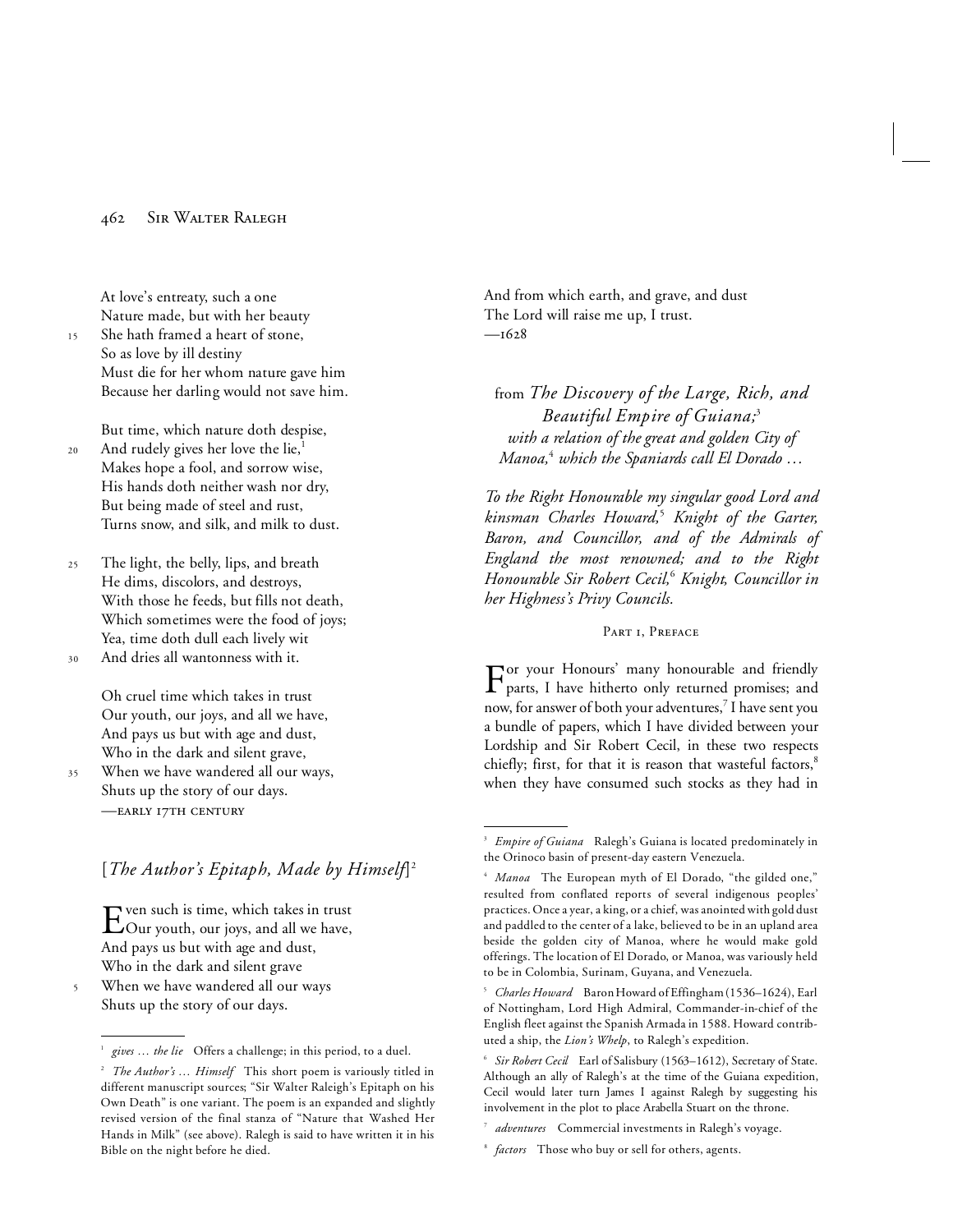At love's entreaty, such a one
Nature made, but with her beauty
15 She hath framed a heart of stone,
So as love by ill destiny
Must die for her whom nature gave him
Because her darling would not save him.

But time, which nature doth despise,
20 And rudely gives her love the lie,[1]
Makes hope a fool, and sorrow wise,
His hands doth neither wash nor dry,
But being made of steel and rust,
Turns snow, and silk, and milk to dust.

25 The light, the belly, lips, and breath
He dims, discolors, and destroys,
With those he feeds, but fills not death,
Which sometimes were the food of joys;
Yea, time doth dull each lively wit
30 And dries all wantonness with it.

Oh cruel time which takes in trust
Our youth, our joys, and all we have,
And pays us but with age and dust,
Who in the dark and silent grave,
35 When we have wandered all our ways,
Shuts up the story of our days.
—early 17th century

## [*The Author's Epitaph, Made by Himself*][2]

Even such is time, which takes in trust
Our youth, our joys, and all we have,
And pays us but with age and dust,
Who in the dark and silent grave
5 When we have wandered all our ways
Shuts up the story of our days.
And from which earth, and grave, and dust
The Lord will raise me up, I trust.
—1628

## from *The Discovery of the Large, Rich, and Beautiful Empire of Guiana;*[3] *with a relation of the great and golden City of Manoa,*[4] *which the Spaniards call El Dorado …*

*To the Right Honourable my singular good Lord and kinsman Charles Howard,*[5] *Knight of the Garter, Baron, and Councillor, and of the Admirals of England the most renowned; and to the Right Honourable Sir Robert Cecil,*[6] *Knight, Councillor in her Highness's Privy Councils.*

### Part 1, Preface

For your Honours' many honourable and friendly parts, I have hitherto only returned promises; and now, for answer of both your adventures,[7] I have sent you a bundle of papers, which I have divided between your Lordship and Sir Robert Cecil, in these two respects chiefly; first, for that it is reason that wasteful factors,[8] when they have consumed such stocks as they had in

---

[1] *gives … the lie* Offers a challenge; in this period, to a duel.

[2] *The Author's … Himself* This short poem is variously titled in different manuscript sources; "Sir Walter Raleigh's Epitaph on his Own Death" is one variant. The poem is an expanded and slightly revised version of the final stanza of "Nature that Washed Her Hands in Milk" (see above). Ralegh is said to have written it in his Bible on the night before he died.

[3] *Empire of Guiana* Ralegh's Guiana is located predominately in the Orinoco basin of present-day eastern Venezuela.

[4] *Manoa* The European myth of El Dorado, "the gilded one," resulted from conflated reports of several indigenous peoples' practices. Once a year, a king, or a chief, was anointed with gold dust and paddled to the center of a lake, believed to be in an upland area beside the golden city of Manoa, where he would make gold offerings. The location of El Dorado, or Manoa, was variously held to be in Colombia, Surinam, Guyana, and Venezuela.

[5] *Charles Howard* Baron Howard of Effingham (1536–1624), Earl of Nottingham, Lord High Admiral, Commander-in-chief of the English fleet against the Spanish Armada in 1588. Howard contributed a ship, the *Lion's Whelp*, to Ralegh's expedition.

[6] *Sir Robert Cecil* Earl of Salisbury (1563–1612), Secretary of State. Although an ally of Ralegh's at the time of the Guiana expedition, Cecil would later turn James I against Ralegh by suggesting his involvement in the plot to place Arabella Stuart on the throne.

[7] *adventures* Commercial investments in Ralegh's voyage.

[8] *factors* Those who buy or sell for others, agents.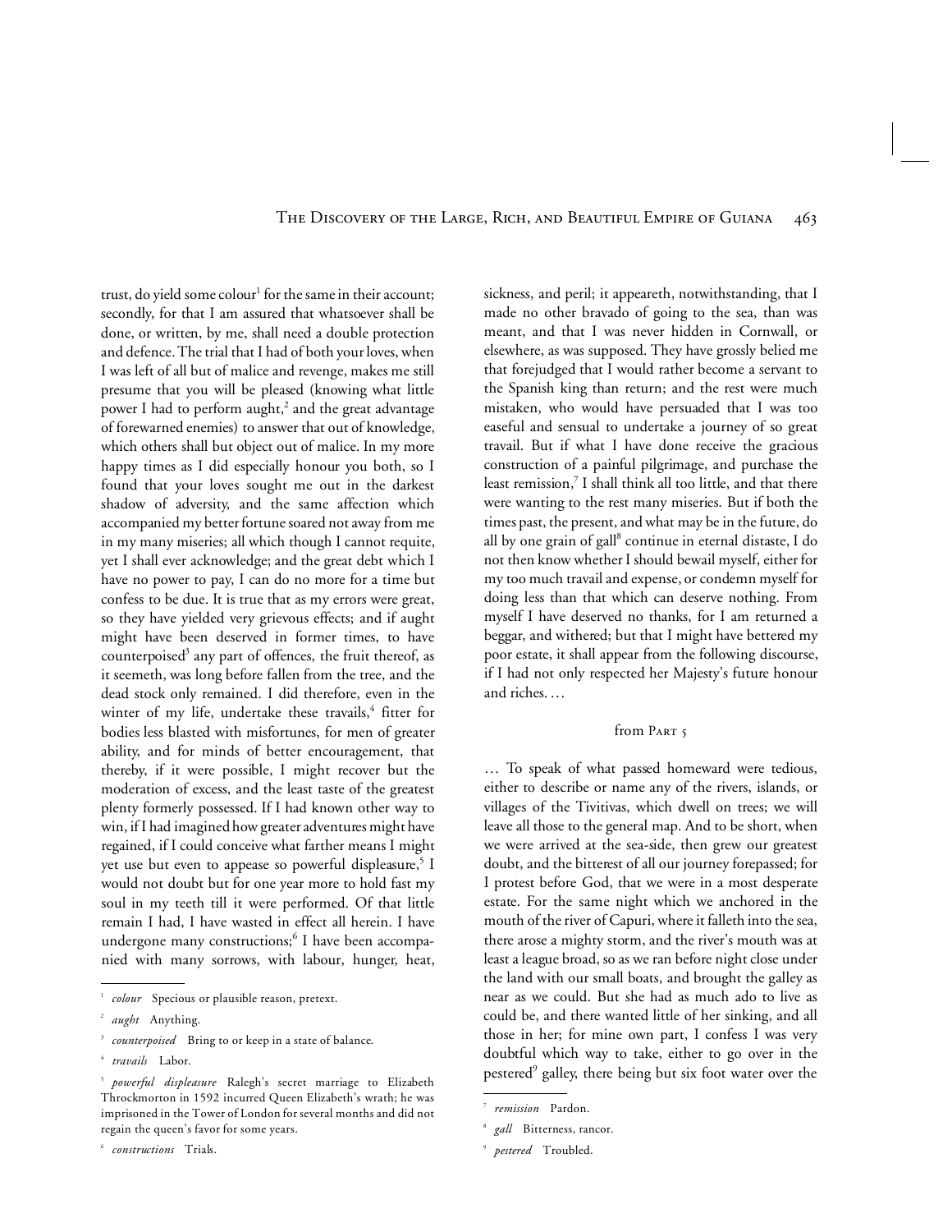trust, do yield some colour[1] for the same in their account; secondly, for that I am assured that whatsoever shall be done, or written, by me, shall need a double protection and defence. The trial that I had of both your loves, when I was left of all but of malice and revenge, makes me still presume that you will be pleased (knowing what little power I had to perform aught,[2] and the great advantage of forewarned enemies) to answer that out of knowledge, which others shall but object out of malice. In my more happy times as I did especially honour you both, so I found that your loves sought me out in the darkest shadow of adversity, and the same affection which accompanied my better fortune soared not away from me in my many miseries; all which though I cannot requite, yet I shall ever acknowledge; and the great debt which I have no power to pay, I can do no more for a time but confess to be due. It is true that as my errors were great, so they have yielded very grievous effects; and if aught might have been deserved in former times, to have counterpoised[3] any part of offences, the fruit thereof, as it seemeth, was long before fallen from the tree, and the dead stock only remained. I did therefore, even in the winter of my life, undertake these travails,[4] fitter for bodies less blasted with misfortunes, for men of greater ability, and for minds of better encouragement, that thereby, if it were possible, I might recover but the moderation of excess, and the least taste of the greatest plenty formerly possessed. If I had known other way to win, if I had imagined how greater adventures might have regained, if I could conceive what farther means I might yet use but even to appease so powerful displeasure,[5] I would not doubt but for one year more to hold fast my soul in my teeth till it were performed. Of that little remain I had, I have wasted in effect all herein. I have undergone many constructions;[6] I have been accompanied with many sorrows, with labour, hunger, heat, sickness, and peril; it appeareth, notwithstanding, that I made no other bravado of going to the sea, than was meant, and that I was never hidden in Cornwall, or elsewhere, as was supposed. They have grossly belied me that forejudged that I would rather become a servant to the Spanish king than return; and the rest were much mistaken, who would have persuaded that I was too easeful and sensual to undertake a journey of so great travail. But if what I have done receive the gracious construction of a painful pilgrimage, and purchase the least remission,[7] I shall think all too little, and that there were wanting to the rest many miseries. But if both the times past, the present, and what may be in the future, do all by one grain of gall[8] continue in eternal distaste, I do not then know whether I should bewail myself, either for my too much travail and expense, or condemn myself for doing less than that which can deserve nothing. From myself I have deserved no thanks, for I am returned a beggar, and withered; but that I might have bettered my poor estate, it shall appear from the following discourse, if I had not only respected her Majesty's future honour and riches. …

### from Part 5

… To speak of what passed homeward were tedious, either to describe or name any of the rivers, islands, or villages of the Tivitivas, which dwell on trees; we will leave all those to the general map. And to be short, when we were arrived at the sea-side, then grew our greatest doubt, and the bitterest of all our journey forepassed; for I protest before God, that we were in a most desperate estate. For the same night which we anchored in the mouth of the river of Capuri, where it falleth into the sea, there arose a mighty storm, and the river's mouth was at least a league broad, so as we ran before night close under the land with our small boats, and brought the galley as near as we could. But she had as much ado to live as could be, and there wanted little of her sinking, and all those in her; for mine own part, I confess I was very doubtful which way to take, either to go over in the pestered[9] galley, there being but six foot water over the

---

[1] *colour* Specious or plausible reason, pretext.

[2] *aught* Anything.

[3] *counterpoised* Bring to or keep in a state of balance.

[4] *travails* Labor.

[5] *powerful displeasure* Ralegh's secret marriage to Elizabeth Throckmorton in 1592 incurred Queen Elizabeth's wrath; he was imprisoned in the Tower of London for several months and did not regain the queen's favor for some years.

[6] *constructions* Trials.

[7] *remission* Pardon.

[8] *gall* Bitterness, rancor.

[9] *pestered* Troubled.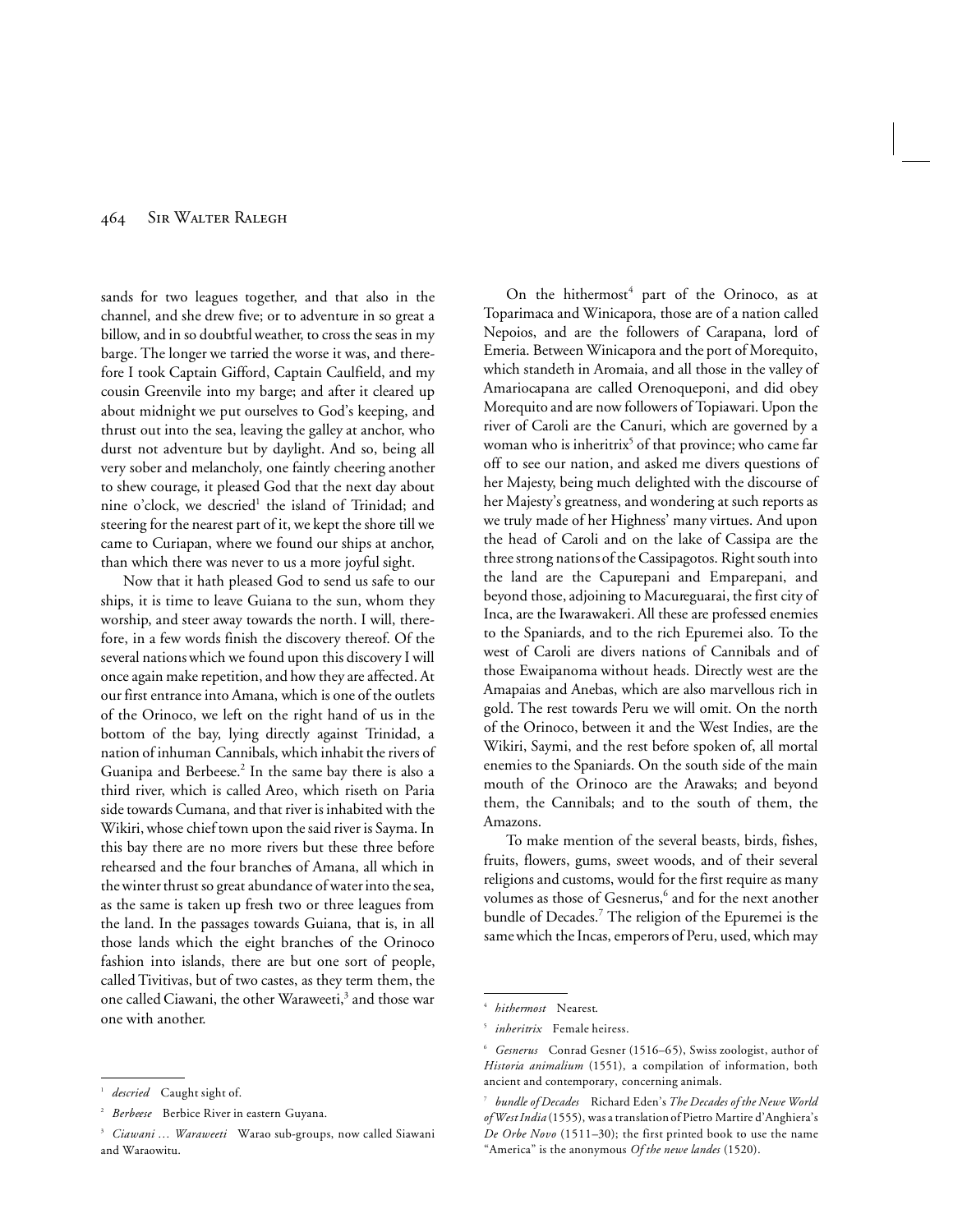sands for two leagues together, and that also in the channel, and she drew five; or to adventure in so great a billow, and in so doubtful weather, to cross the seas in my barge. The longer we tarried the worse it was, and therefore I took Captain Gifford, Captain Caulfield, and my cousin Greenvile into my barge; and after it cleared up about midnight we put ourselves to God's keeping, and thrust out into the sea, leaving the galley at anchor, who durst not adventure but by daylight. And so, being all very sober and melancholy, one faintly cheering another to shew courage, it pleased God that the next day about nine o'clock, we descried[1] the island of Trinidad; and steering for the nearest part of it, we kept the shore till we came to Curiapan, where we found our ships at anchor, than which there was never to us a more joyful sight.

Now that it hath pleased God to send us safe to our ships, it is time to leave Guiana to the sun, whom they worship, and steer away towards the north. I will, therefore, in a few words finish the discovery thereof. Of the several nations which we found upon this discovery I will once again make repetition, and how they are affected. At our first entrance into Amana, which is one of the outlets of the Orinoco, we left on the right hand of us in the bottom of the bay, lying directly against Trinidad, a nation of inhuman Cannibals, which inhabit the rivers of Guanipa and Berbeese.[2] In the same bay there is also a third river, which is called Areo, which riseth on Paria side towards Cumana, and that river is inhabited with the Wikiri, whose chief town upon the said river is Sayma. In this bay there are no more rivers but these three before rehearsed and the four branches of Amana, all which in the winter thrust so great abundance of water into the sea, as the same is taken up fresh two or three leagues from the land. In the passages towards Guiana, that is, in all those lands which the eight branches of the Orinoco fashion into islands, there are but one sort of people, called Tivitivas, but of two castes, as they term them, the one called Ciawani, the other Waraweeti,[3] and those war one with another.

On the hithermost[4] part of the Orinoco, as at Toparimaca and Winicapora, those are of a nation called Nepoios, and are the followers of Carapana, lord of Emeria. Between Winicapora and the port of Morequito, which standeth in Aromaia, and all those in the valley of Amariocapana are called Orenoqueponi, and did obey Morequito and are now followers of Topiawari. Upon the river of Caroli are the Canuri, which are governed by a woman who is inheritrix[5] of that province; who came far off to see our nation, and asked me divers questions of her Majesty, being much delighted with the discourse of her Majesty's greatness, and wondering at such reports as we truly made of her Highness' many virtues. And upon the head of Caroli and on the lake of Cassipa are the three strong nations of the Cassipagotos. Right south into the land are the Capurepani and Emparepani, and beyond those, adjoining to Macureguarai, the first city of Inca, are the Iwarawakeri. All these are professed enemies to the Spaniards, and to the rich Epuremei also. To the west of Caroli are divers nations of Cannibals and of those Ewaipanoma without heads. Directly west are the Amapaias and Anebas, which are also marvellous rich in gold. The rest towards Peru we will omit. On the north of the Orinoco, between it and the West Indies, are the Wikiri, Saymi, and the rest before spoken of, all mortal enemies to the Spaniards. On the south side of the main mouth of the Orinoco are the Arawaks; and beyond them, the Cannibals; and to the south of them, the Amazons.

To make mention of the several beasts, birds, fishes, fruits, flowers, gums, sweet woods, and of their several religions and customs, would for the first require as many volumes as those of Gesnerus,[6] and for the next another bundle of Decades.[7] The religion of the Epuremei is the same which the Incas, emperors of Peru, used, which may

---

[1] *descried* Caught sight of.

[2] *Berbeese* Berbice River in eastern Guyana.

[3] *Ciawani … Waraweeti* Warao sub-groups, now called Siawani and Waraowitu.

[4] *hithermost* Nearest.

[5] *inheritrix* Female heiress.

[6] *Gesnerus* Conrad Gesner (1516–65), Swiss zoologist, author of *Historia animalium* (1551), a compilation of information, both ancient and contemporary, concerning animals.

[7] *bundle of Decades* Richard Eden's *The Decades of the Newe World of West India* (1555), was a translation of Pietro Martire d'Anghiera's *De Orbe Novo* (1511–30); the first printed book to use the name "America" is the anonymous *Of the newe landes* (1520).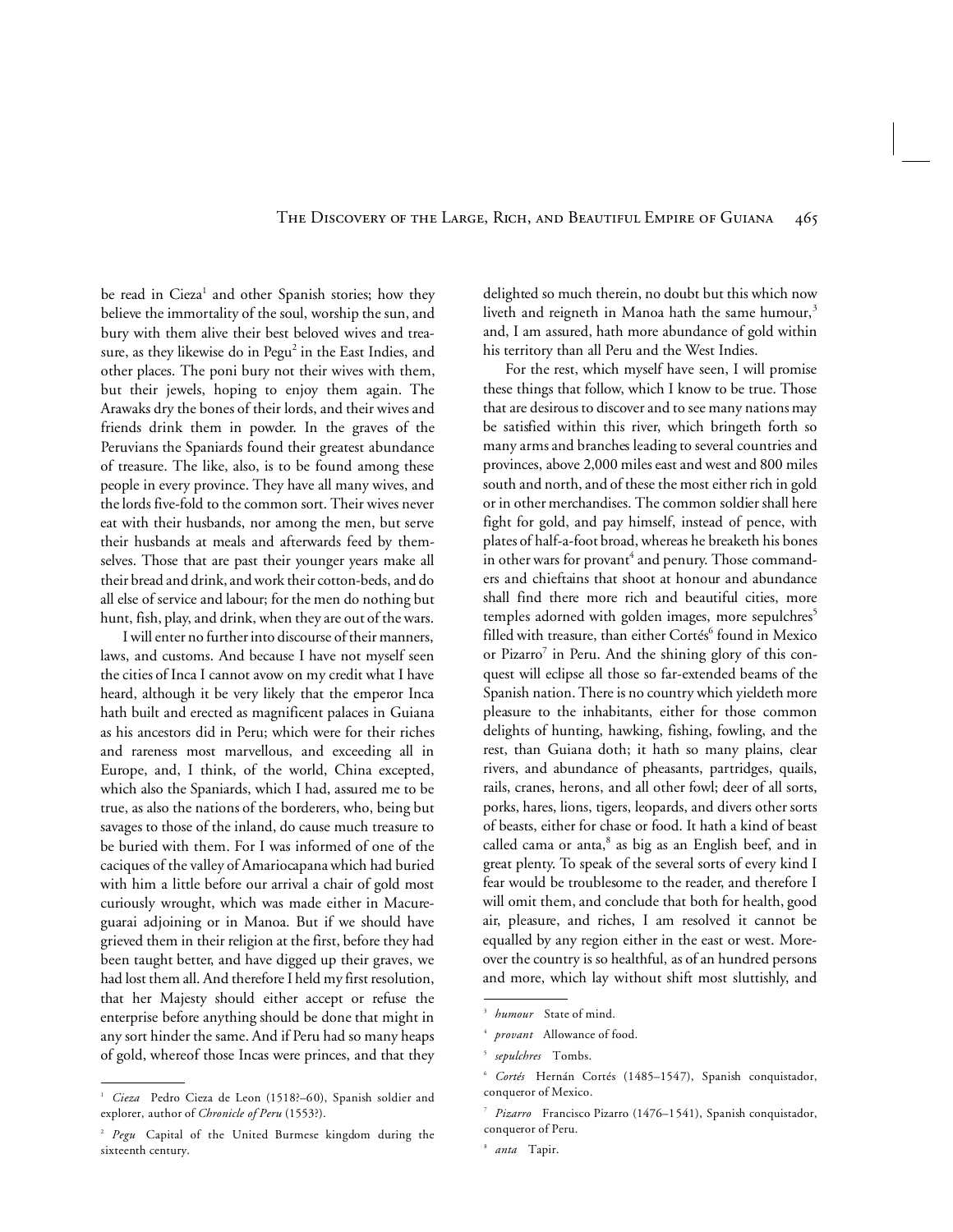be read in Cieza[1] and other Spanish stories; how they believe the immortality of the soul, worship the sun, and bury with them alive their best beloved wives and treasure, as they likewise do in Pegu[2] in the East Indies, and other places. The poni bury not their wives with them, but their jewels, hoping to enjoy them again. The Arawaks dry the bones of their lords, and their wives and friends drink them in powder. In the graves of the Peruvians the Spaniards found their greatest abundance of treasure. The like, also, is to be found among these people in every province. They have all many wives, and the lords five-fold to the common sort. Their wives never eat with their husbands, nor among the men, but serve their husbands at meals and afterwards feed by themselves. Those that are past their younger years make all their bread and drink, and work their cotton-beds, and do all else of service and labour; for the men do nothing but hunt, fish, play, and drink, when they are out of the wars.

I will enter no further into discourse of their manners, laws, and customs. And because I have not myself seen the cities of Inca I cannot avow on my credit what I have heard, although it be very likely that the emperor Inca hath built and erected as magnificent palaces in Guiana as his ancestors did in Peru; which were for their riches and rareness most marvellous, and exceeding all in Europe, and, I think, of the world, China excepted, which also the Spaniards, which I had, assured me to be true, as also the nations of the borderers, who, being but savages to those of the inland, do cause much treasure to be buried with them. For I was informed of one of the caciques of the valley of Amariocapana which had buried with him a little before our arrival a chair of gold most curiously wrought, which was made either in Macureguarai adjoining or in Manoa. But if we should have grieved them in their religion at the first, before they had been taught better, and have digged up their graves, we had lost them all. And therefore I held my first resolution, that her Majesty should either accept or refuse the enterprise before anything should be done that might in any sort hinder the same. And if Peru had so many heaps of gold, whereof those Incas were princes, and that they delighted so much therein, no doubt but this which now liveth and reigneth in Manoa hath the same humour,[3] and, I am assured, hath more abundance of gold within his territory than all Peru and the West Indies.

For the rest, which myself have seen, I will promise these things that follow, which I know to be true. Those that are desirous to discover and to see many nations may be satisfied within this river, which bringeth forth so many arms and branches leading to several countries and provinces, above 2,000 miles east and west and 800 miles south and north, and of these the most either rich in gold or in other merchandises. The common soldier shall here fight for gold, and pay himself, instead of pence, with plates of half-a-foot broad, whereas he breaketh his bones in other wars for provant[4] and penury. Those commanders and chieftains that shoot at honour and abundance shall find there more rich and beautiful cities, more temples adorned with golden images, more sepulchres[5] filled with treasure, than either Cortés[6] found in Mexico or Pizarro[7] in Peru. And the shining glory of this conquest will eclipse all those so far-extended beams of the Spanish nation. There is no country which yieldeth more pleasure to the inhabitants, either for those common delights of hunting, hawking, fishing, fowling, and the rest, than Guiana doth; it hath so many plains, clear rivers, and abundance of pheasants, partridges, quails, rails, cranes, herons, and all other fowl; deer of all sorts, porks, hares, lions, tigers, leopards, and divers other sorts of beasts, either for chase or food. It hath a kind of beast called cama or anta,[8] as big as an English beef, and in great plenty. To speak of the several sorts of every kind I fear would be troublesome to the reader, and therefore I will omit them, and conclude that both for health, good air, pleasure, and riches, I am resolved it cannot be equalled by any region either in the east or west. Moreover the country is so healthful, as of an hundred persons and more, which lay without shift most sluttishly, and

---

[1] *Cieza* Pedro Cieza de Leon (1518?–60), Spanish soldier and explorer, author of *Chronicle of Peru* (1553?).

[2] *Pegu* Capital of the United Burmese kingdom during the sixteenth century.

[3] *humour* State of mind.

[4] *provant* Allowance of food.

[5] *sepulchres* Tombs.

[6] *Cortés* Hernán Cortés (1485–1547), Spanish conquistador, conqueror of Mexico.

[7] *Pizarro* Francisco Pizarro (1476–1541), Spanish conquistador, conqueror of Peru.

[8] *anta* Tapir.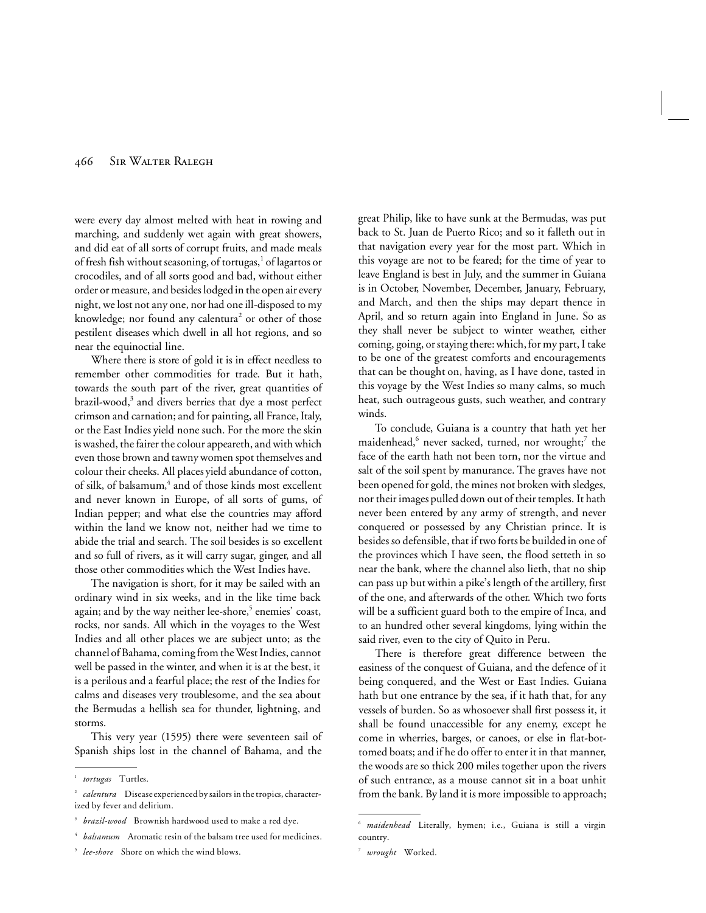were every day almost melted with heat in rowing and marching, and suddenly wet again with great showers, and did eat of all sorts of corrupt fruits, and made meals of fresh fish without seasoning, of tortugas,[1] of lagartos or crocodiles, and of all sorts good and bad, without either order or measure, and besides lodged in the open air every night, we lost not any one, nor had one ill-disposed to my knowledge; nor found any calentura[2] or other of those pestilent diseases which dwell in all hot regions, and so near the equinoctial line.

Where there is store of gold it is in effect needless to remember other commodities for trade. But it hath, towards the south part of the river, great quantities of brazil-wood,[3] and divers berries that dye a most perfect crimson and carnation; and for painting, all France, Italy, or the East Indies yield none such. For the more the skin is washed, the fairer the colour appeareth, and with which even those brown and tawny women spot themselves and colour their cheeks. All places yield abundance of cotton, of silk, of balsamum,[4] and of those kinds most excellent and never known in Europe, of all sorts of gums, of Indian pepper; and what else the countries may afford within the land we know not, neither had we time to abide the trial and search. The soil besides is so excellent and so full of rivers, as it will carry sugar, ginger, and all those other commodities which the West Indies have.

The navigation is short, for it may be sailed with an ordinary wind in six weeks, and in the like time back again; and by the way neither lee-shore,[5] enemies' coast, rocks, nor sands. All which in the voyages to the West Indies and all other places we are subject unto; as the channel of Bahama, coming from the West Indies, cannot well be passed in the winter, and when it is at the best, it is a perilous and a fearful place; the rest of the Indies for calms and diseases very troublesome, and the sea about the Bermudas a hellish sea for thunder, lightning, and storms.

This very year (1595) there were seventeen sail of Spanish ships lost in the channel of Bahama, and the great Philip, like to have sunk at the Bermudas, was put back to St. Juan de Puerto Rico; and so it falleth out in that navigation every year for the most part. Which in this voyage are not to be feared; for the time of year to leave England is best in July, and the summer in Guiana is in October, November, December, January, February, and March, and then the ships may depart thence in April, and so return again into England in June. So as they shall never be subject to winter weather, either coming, going, or staying there: which, for my part, I take to be one of the greatest comforts and encouragements that can be thought on, having, as I have done, tasted in this voyage by the West Indies so many calms, so much heat, such outrageous gusts, such weather, and contrary winds.

To conclude, Guiana is a country that hath yet her maidenhead,[6] never sacked, turned, nor wrought;[7] the face of the earth hath not been torn, nor the virtue and salt of the soil spent by manurance. The graves have not been opened for gold, the mines not broken with sledges, nor their images pulled down out of their temples. It hath never been entered by any army of strength, and never conquered or possessed by any Christian prince. It is besides so defensible, that if two forts be builded in one of the provinces which I have seen, the flood setteth in so near the bank, where the channel also lieth, that no ship can pass up but within a pike's length of the artillery, first of the one, and afterwards of the other. Which two forts will be a sufficient guard both to the empire of Inca, and to an hundred other several kingdoms, lying within the said river, even to the city of Quito in Peru.

There is therefore great difference between the easiness of the conquest of Guiana, and the defence of it being conquered, and the West or East Indies. Guiana hath but one entrance by the sea, if it hath that, for any vessels of burden. So as whosoever shall first possess it, it shall be found unaccessible for any enemy, except he come in wherries, barges, or canoes, or else in flat-bottomed boats; and if he do offer to enter it in that manner, the woods are so thick 200 miles together upon the rivers of such entrance, as a mouse cannot sit in a boat unhit from the bank. By land it is more impossible to approach;

---

[1] *tortugas* Turtles.

[2] *calentura* Disease experienced by sailors in the tropics, characterized by fever and delirium.

[3] *brazil-wood* Brownish hardwood used to make a red dye.

[4] *balsamum* Aromatic resin of the balsam tree used for medicines.

[5] *lee-shore* Shore on which the wind blows.

[6] *maidenhead* Literally, hymen; i.e., Guiana is still a virgin country.

[7] *wrought* Worked.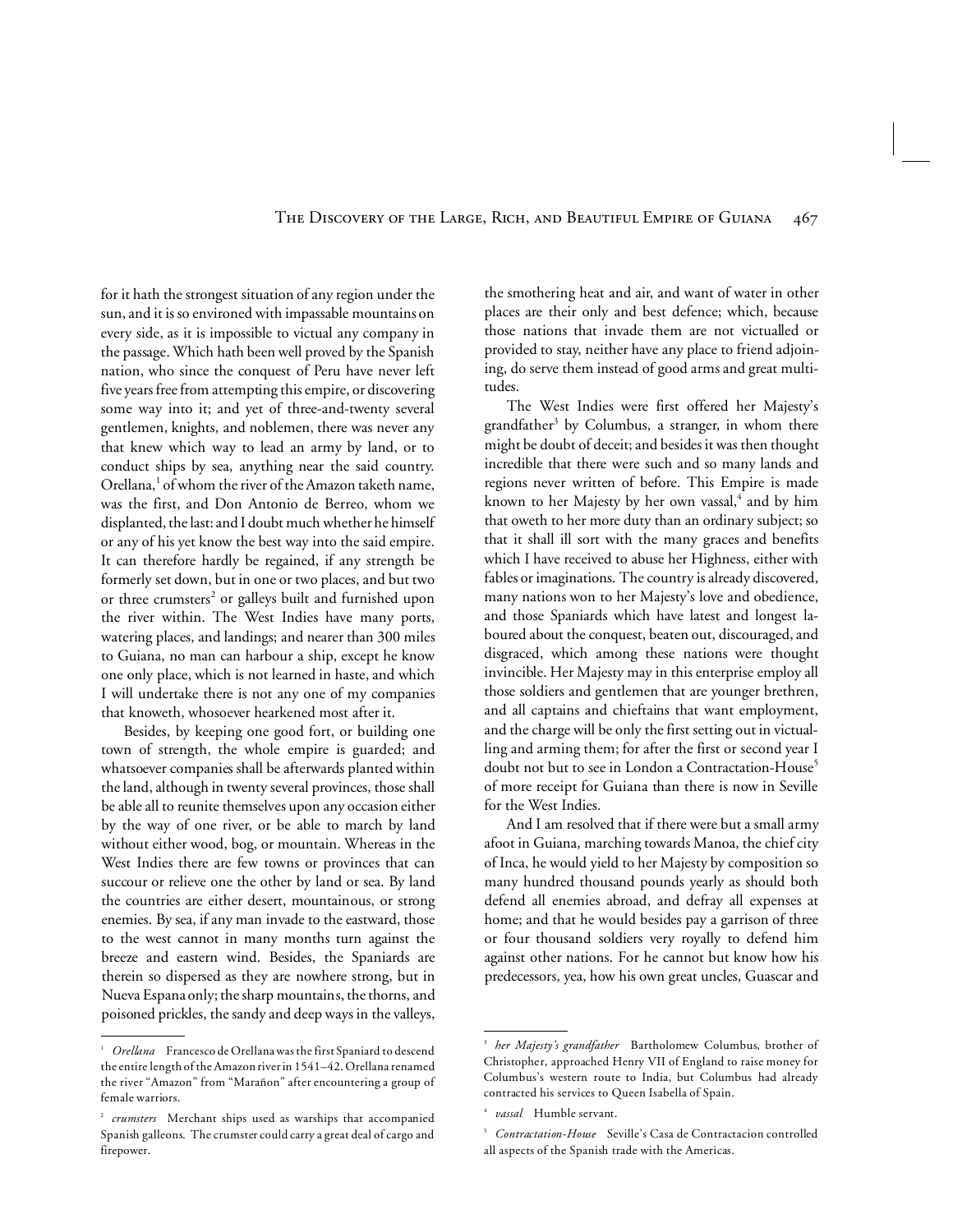for it hath the strongest situation of any region under the sun, and it is so environed with impassable mountains on every side, as it is impossible to victual any company in the passage. Which hath been well proved by the Spanish nation, who since the conquest of Peru have never left five years free from attempting this empire, or discovering some way into it; and yet of three-and-twenty several gentlemen, knights, and noblemen, there was never any that knew which way to lead an army by land, or to conduct ships by sea, anything near the said country. Orellana,[1] of whom the river of the Amazon taketh name, was the first, and Don Antonio de Berreo, whom we displanted, the last: and I doubt much whether he himself or any of his yet know the best way into the said empire. It can therefore hardly be regained, if any strength be formerly set down, but in one or two places, and but two or three crumsters[2] or galleys built and furnished upon the river within. The West Indies have many ports, watering places, and landings; and nearer than 300 miles to Guiana, no man can harbour a ship, except he know one only place, which is not learned in haste, and which I will undertake there is not any one of my companies that knoweth, whosoever hearkened most after it.

Besides, by keeping one good fort, or building one town of strength, the whole empire is guarded; and whatsoever companies shall be afterwards planted within the land, although in twenty several provinces, those shall be able all to reunite themselves upon any occasion either by the way of one river, or be able to march by land without either wood, bog, or mountain. Whereas in the West Indies there are few towns or provinces that can succour or relieve one the other by land or sea. By land the countries are either desert, mountainous, or strong enemies. By sea, if any man invade to the eastward, those to the west cannot in many months turn against the breeze and eastern wind. Besides, the Spaniards are therein so dispersed as they are nowhere strong, but in Nueva Espana only; the sharp mountains, the thorns, and poisoned prickles, the sandy and deep ways in the valleys, the smothering heat and air, and want of water in other places are their only and best defence; which, because those nations that invade them are not victualled or provided to stay, neither have any place to friend adjoining, do serve them instead of good arms and great multitudes.

The West Indies were first offered her Majesty's grandfather[3] by Columbus, a stranger, in whom there might be doubt of deceit; and besides it was then thought incredible that there were such and so many lands and regions never written of before. This Empire is made known to her Majesty by her own vassal,[4] and by him that oweth to her more duty than an ordinary subject; so that it shall ill sort with the many graces and benefits which I have received to abuse her Highness, either with fables or imaginations. The country is already discovered, many nations won to her Majesty's love and obedience, and those Spaniards which have latest and longest laboured about the conquest, beaten out, discouraged, and disgraced, which among these nations were thought invincible. Her Majesty may in this enterprise employ all those soldiers and gentlemen that are younger brethren, and all captains and chieftains that want employment, and the charge will be only the first setting out in victualling and arming them; for after the first or second year I doubt not but to see in London a Contractation-House[5] of more receipt for Guiana than there is now in Seville for the West Indies.

And I am resolved that if there were but a small army afoot in Guiana, marching towards Manoa, the chief city of Inca, he would yield to her Majesty by composition so many hundred thousand pounds yearly as should both defend all enemies abroad, and defray all expenses at home; and that he would besides pay a garrison of three or four thousand soldiers very royally to defend him against other nations. For he cannot but know how his predecessors, yea, how his own great uncles, Guascar and

---

[1] *Orellana* Francesco de Orellana was the first Spaniard to descend the entire length of the Amazon river in 1541–42. Orellana renamed the river "Amazon" from "Marañon" after encountering a group of female warriors.

[2] *crumsters* Merchant ships used as warships that accompanied Spanish galleons. The crumster could carry a great deal of cargo and firepower.

[3] *her Majesty's grandfather* Bartholomew Columbus, brother of Christopher, approached Henry VII of England to raise money for Columbus's western route to India, but Columbus had already contracted his services to Queen Isabella of Spain.

[4] *vassal* Humble servant.

[5] *Contractation-House* Seville's Casa de Contractacion controlled all aspects of the Spanish trade with the Americas.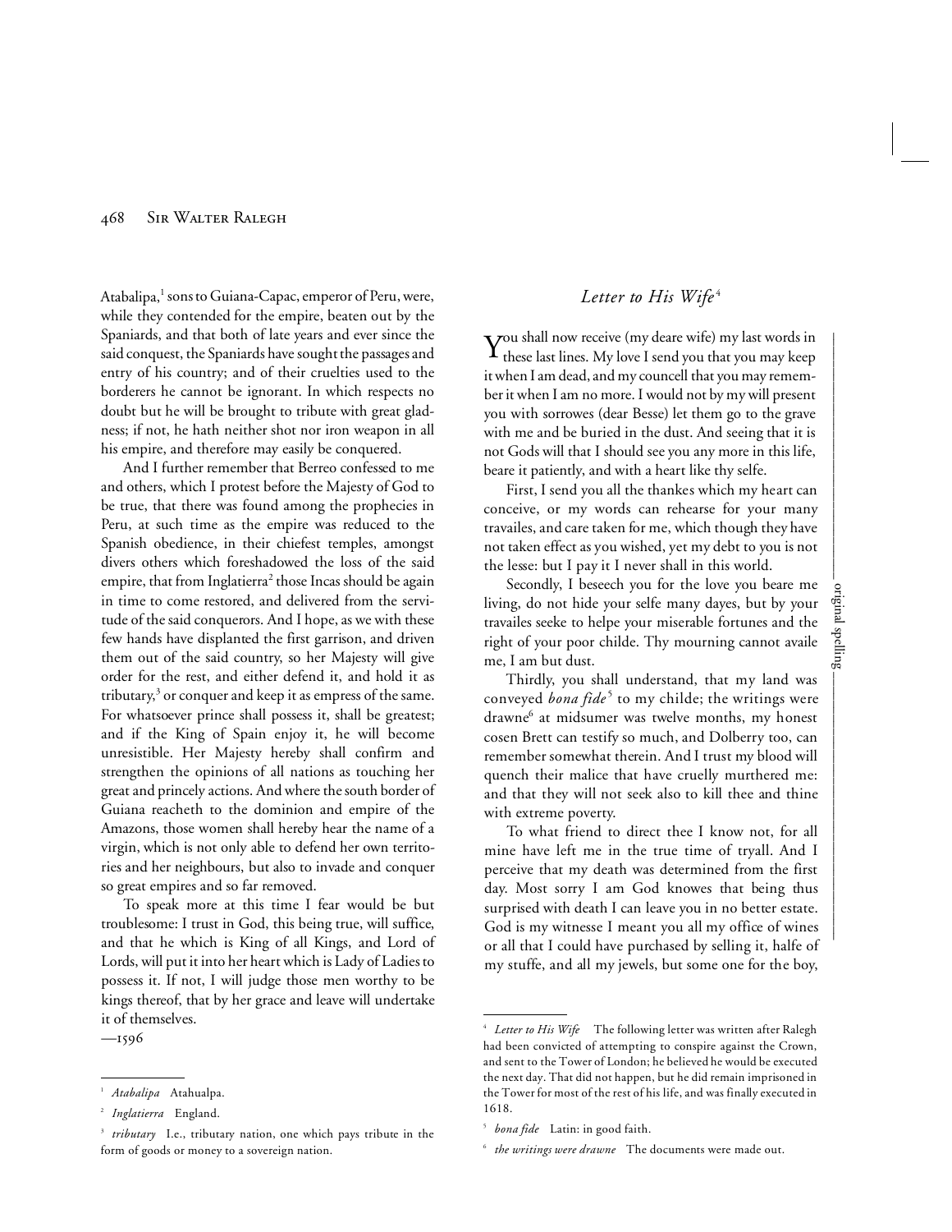Atabalipa,[1] sons to Guiana-Capac, emperor of Peru, were, while they contended for the empire, beaten out by the Spaniards, and that both of late years and ever since the said conquest, the Spaniards have sought the passages and entry of his country; and of their cruelties used to the borderers he cannot be ignorant. In which respects no doubt but he will be brought to tribute with great gladness; if not, he hath neither shot nor iron weapon in all his empire, and therefore may easily be conquered.

And I further remember that Berreo confessed to me and others, which I protest before the Majesty of God to be true, that there was found among the prophecies in Peru, at such time as the empire was reduced to the Spanish obedience, in their chiefest temples, amongst divers others which foreshadowed the loss of the said empire, that from Inglatierra[2] those Incas should be again in time to come restored, and delivered from the servitude of the said conquerors. And I hope, as we with these few hands have displanted the first garrison, and driven them out of the said country, so her Majesty will give order for the rest, and either defend it, and hold it as tributary,[3] or conquer and keep it as empress of the same. For whatsoever prince shall possess it, shall be greatest; and if the King of Spain enjoy it, he will become unresistible. Her Majesty hereby shall confirm and strengthen the opinions of all nations as touching her great and princely actions. And where the south border of Guiana reacheth to the dominion and empire of the Amazons, those women shall hereby hear the name of a virgin, which is not only able to defend her own territories and her neighbours, but also to invade and conquer so great empires and so far removed.

To speak more at this time I fear would be but troublesome: I trust in God, this being true, will suffice, and that he which is King of all Kings, and Lord of Lords, will put it into her heart which is Lady of Ladies to possess it. If not, I will judge those men worthy to be kings thereof, that by her grace and leave will undertake it of themselves.

—1596

[1] *Atabalipa* Atahualpa.

[2] *Inglatierra* England.

[3] *tributary* I.e., tributary nation, one which pays tribute in the form of goods or money to a sovereign nation.

## *Letter to His Wife*[4]

You shall now receive (my deare wife) my last words in these last lines. My love I send you that you may keep it when I am dead, and my councell that you may remember it when I am no more. I would not by my will present you with sorrowes (dear Besse) let them go to the grave with me and be buried in the dust. And seeing that it is not Gods will that I should see you any more in this life, beare it patiently, and with a heart like thy selfe.

First, I send you all the thankes which my heart can conceive, or my words can rehearse for your many travailes, and care taken for me, which though they have not taken effect as you wished, yet my debt to you is not the lesse: but I pay it I never shall in this world.

Secondly, I beseech you for the love you beare me living, do not hide your selfe many dayes, but by your travailes seeke to helpe your miserable fortunes and the right of your poor childe. Thy mourning cannot availe me, I am but dust.

Thirdly, you shall understand, that my land was conveyed *bona fide*[5] to my childe; the writings were drawne[6] at midsumer was twelve months, my honest cosen Brett can testify so much, and Dolberry too, can remember somewhat therein. And I trust my blood will quench their malice that have cruelly murthered me: and that they will not seek also to kill thee and thine with extreme poverty.

To what friend to direct thee I know not, for all mine have left me in the true time of tryall. And I perceive that my death was determined from the first day. Most sorry I am God knowes that being thus surprised with death I can leave you in no better estate. God is my witnesse I meant you all my office of wines or all that I could have purchased by selling it, halfe of my stuffe, and all my jewels, but some one for the boy,

[4] *Letter to His Wife* The following letter was written after Ralegh had been convicted of attempting to conspire against the Crown, and sent to the Tower of London; he believed he would be executed the next day. That did not happen, but he did remain imprisoned in the Tower for most of the rest of his life, and was finally executed in 1618.

[5] *bona fide* Latin: in good faith.

[6] *the writings were drawne* The documents were made out.

original spelling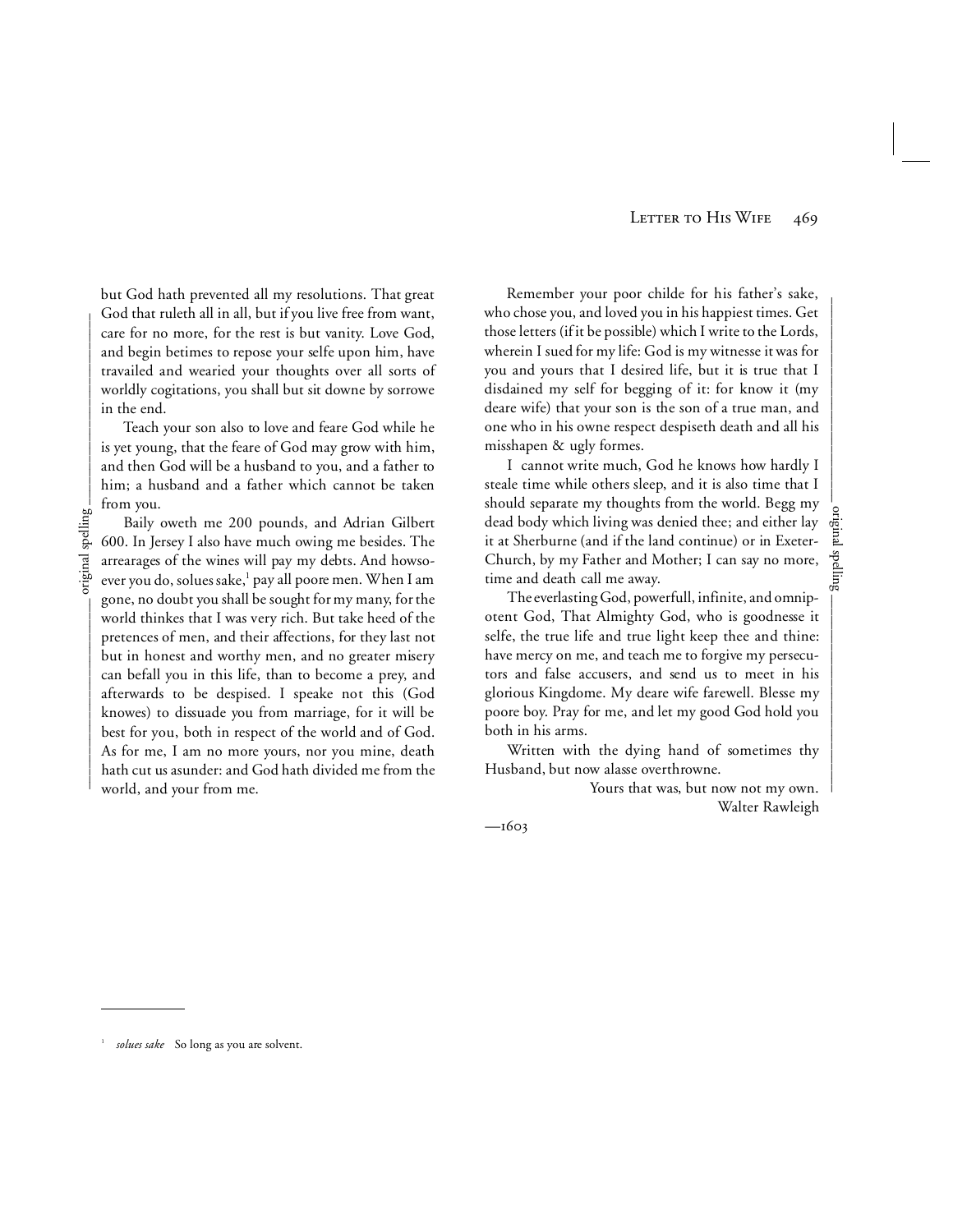but God hath prevented all my resolutions. That great God that ruleth all in all, but if you live free from want, care for no more, for the rest is but vanity. Love God, and begin betimes to repose your selfe upon him, have travailed and wearied your thoughts over all sorts of worldly cogitations, you shall but sit downe by sorrowe in the end.

Teach your son also to love and feare God while he is yet young, that the feare of God may grow with him, and then God will be a husband to you, and a father to him; a husband and a father which cannot be taken from you.

Baily oweth me 200 pounds, and Adrian Gilbert 600. In Jersey I also have much owing me besides. The arrearages of the wines will pay my debts. And howsoever you do, solues sake,[1] pay all poore men. When I am gone, no doubt you shall be sought for my many, for the world thinkes that I was very rich. But take heed of the pretences of men, and their affections, for they last not but in honest and worthy men, and no greater misery can befall you in this life, than to become a prey, and afterwards to be despised. I speake not this (God knowes) to dissuade you from marriage, for it will be best for you, both in respect of the world and of God. As for me, I am no more yours, nor you mine, death hath cut us asunder: and God hath divided me from the world, and your from me.

Remember your poor childe for his father's sake, who chose you, and loved you in his happiest times. Get those letters (if it be possible) which I write to the Lords, wherein I sued for my life: God is my witnesse it was for you and yours that I desired life, but it is true that I disdained my self for begging of it: for know it (my deare wife) that your son is the son of a true man, and one who in his owne respect despiseth death and all his misshapen & ugly formes.

I cannot write much, God he knows how hardly I steale time while others sleep, and it is also time that I should separate my thoughts from the world. Begg my dead body which living was denied thee; and either lay it at Sherburne (and if the land continue) or in Exeter-Church, by my Father and Mother; I can say no more, time and death call me away.

The everlasting God, powerfull, infinite, and omnipotent God, That Almighty God, who is goodnesse it selfe, the true life and true light keep thee and thine: have mercy on me, and teach me to forgive my persecutors and false accusers, and send us to meet in his glorious Kingdome. My deare wife farewell. Blesse my poore boy. Pray for me, and let my good God hold you both in his arms.

Written with the dying hand of sometimes thy Husband, but now alasse overthrowne.

Yours that was, but now not my own.
Walter Rawleigh

—1603

---

[1] *solues sake* So long as you are solvent.